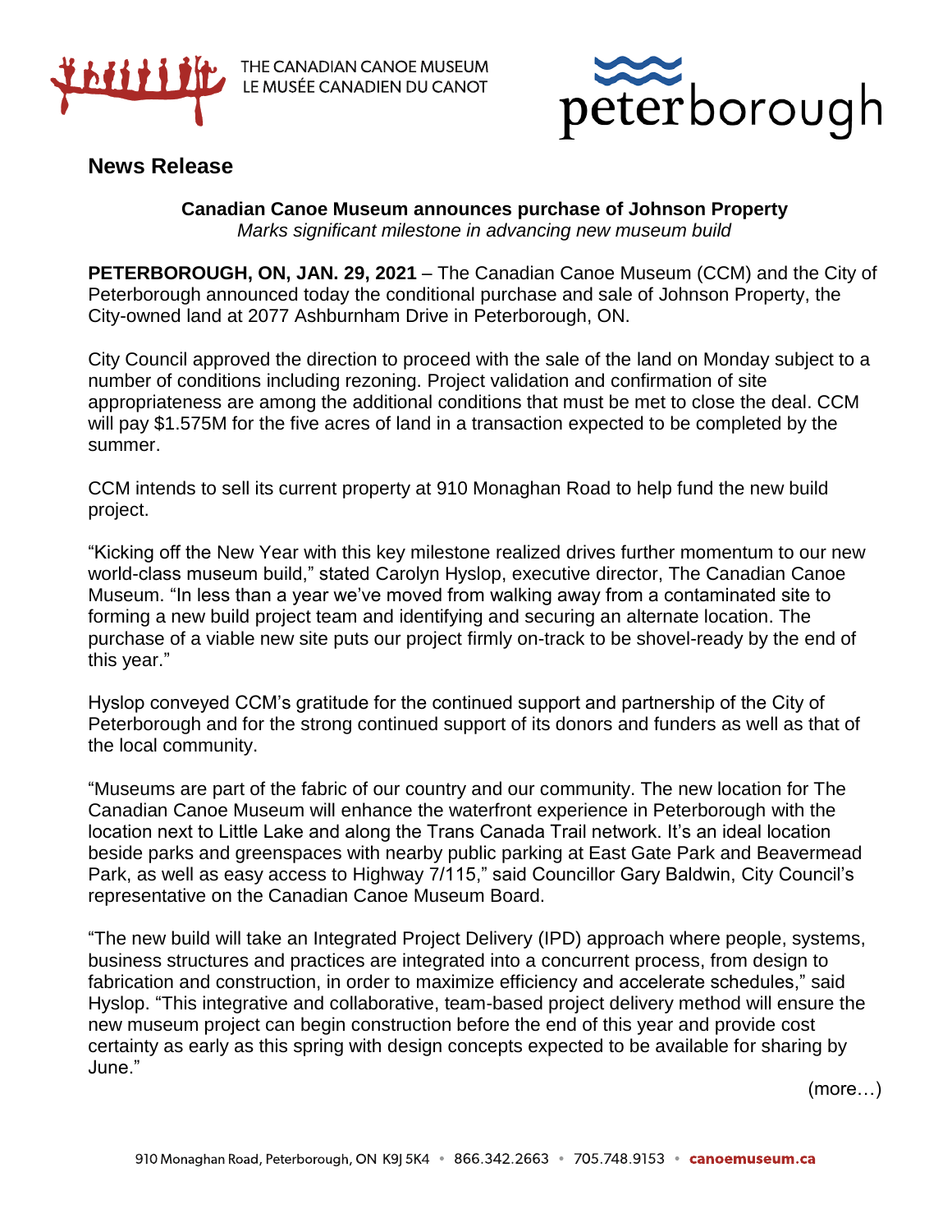THE CANADIAN CANOE MUSEUM
LE MUSÉE CANADIEN DU CANOT

peterborough

## News Release

**Canadian Canoe Museum announces purchase of Johnson Property**
*Marks significant milestone in advancing new museum build*

**PETERBOROUGH, ON, JAN. 29, 2021** – The Canadian Canoe Museum (CCM) and the City of Peterborough announced today the conditional purchase and sale of Johnson Property, the City-owned land at 2077 Ashburnham Drive in Peterborough, ON.

City Council approved the direction to proceed with the sale of the land on Monday subject to a number of conditions including rezoning. Project validation and confirmation of site appropriateness are among the additional conditions that must be met to close the deal. CCM will pay $1.575M for the five acres of land in a transaction expected to be completed by the summer.

CCM intends to sell its current property at 910 Monaghan Road to help fund the new build project.

"Kicking off the New Year with this key milestone realized drives further momentum to our new world-class museum build," stated Carolyn Hyslop, executive director, The Canadian Canoe Museum. "In less than a year we've moved from walking away from a contaminated site to forming a new build project team and identifying and securing an alternate location. The purchase of a viable new site puts our project firmly on-track to be shovel-ready by the end of this year."

Hyslop conveyed CCM's gratitude for the continued support and partnership of the City of Peterborough and for the strong continued support of its donors and funders as well as that of the local community.

"Museums are part of the fabric of our country and our community. The new location for The Canadian Canoe Museum will enhance the waterfront experience in Peterborough with the location next to Little Lake and along the Trans Canada Trail network. It's an ideal location beside parks and greenspaces with nearby public parking at East Gate Park and Beavermead Park, as well as easy access to Highway 7/115," said Councillor Gary Baldwin, City Council's representative on the Canadian Canoe Museum Board.

"The new build will take an Integrated Project Delivery (IPD) approach where people, systems, business structures and practices are integrated into a concurrent process, from design to fabrication and construction, in order to maximize efficiency and accelerate schedules," said Hyslop. "This integrative and collaborative, team-based project delivery method will ensure the new museum project can begin construction before the end of this year and provide cost certainty as early as this spring with design concepts expected to be available for sharing by June."

(more…)

910 Monaghan Road, Peterborough, ON K9J 5K4 • 866.342.2663 • 705.748.9153 • canoemuseum.ca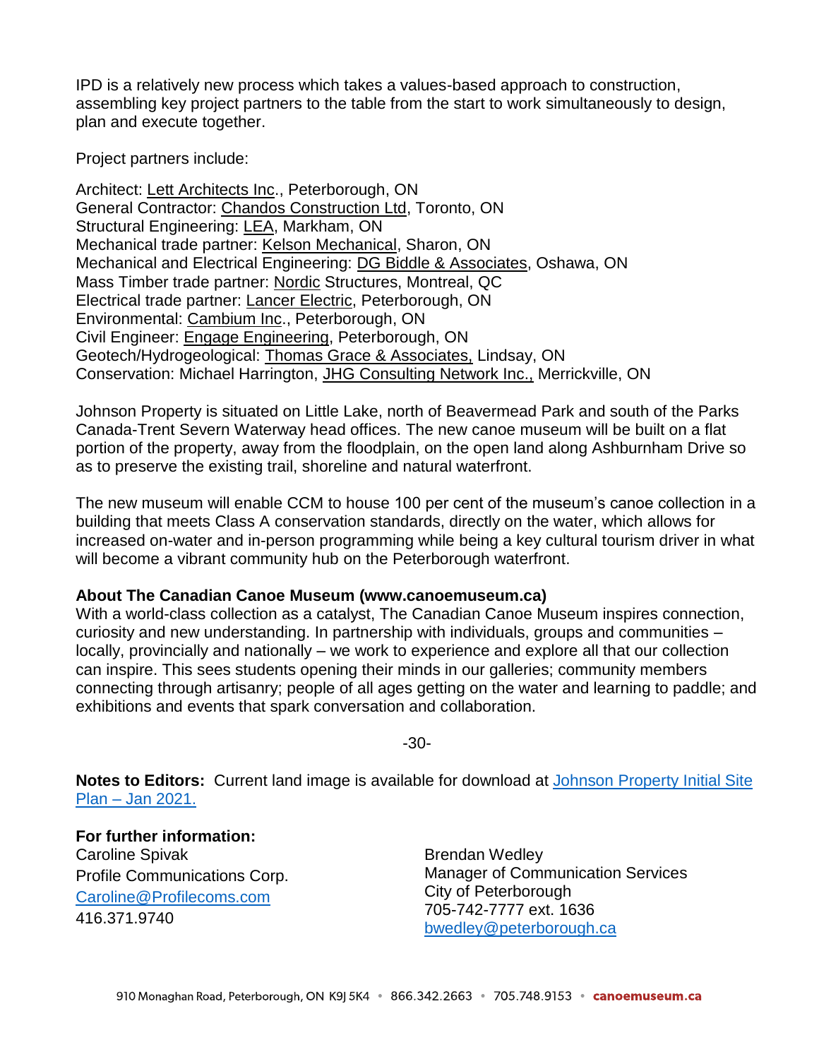IPD is a relatively new process which takes a values-based approach to construction, assembling key project partners to the table from the start to work simultaneously to design, plan and execute together.

Project partners include:

Architect: Lett Architects Inc., Peterborough, ON
General Contractor: Chandos Construction Ltd, Toronto, ON
Structural Engineering: LEA, Markham, ON
Mechanical trade partner: Kelson Mechanical, Sharon, ON
Mechanical and Electrical Engineering: DG Biddle & Associates, Oshawa, ON
Mass Timber trade partner: Nordic Structures, Montreal, QC
Electrical trade partner: Lancer Electric, Peterborough, ON
Environmental: Cambium Inc., Peterborough, ON
Civil Engineer: Engage Engineering, Peterborough, ON
Geotech/Hydrogeological: Thomas Grace & Associates, Lindsay, ON
Conservation: Michael Harrington, JHG Consulting Network Inc., Merrickville, ON

Johnson Property is situated on Little Lake, north of Beavermead Park and south of the Parks Canada-Trent Severn Waterway head offices. The new canoe museum will be built on a flat portion of the property, away from the floodplain, on the open land along Ashburnham Drive so as to preserve the existing trail, shoreline and natural waterfront.

The new museum will enable CCM to house 100 per cent of the museum's canoe collection in a building that meets Class A conservation standards, directly on the water, which allows for increased on-water and in-person programming while being a key cultural tourism driver in what will become a vibrant community hub on the Peterborough waterfront.

**About The Canadian Canoe Museum (www.canoemuseum.ca)**
With a world-class collection as a catalyst, The Canadian Canoe Museum inspires connection, curiosity and new understanding. In partnership with individuals, groups and communities – locally, provincially and nationally – we work to experience and explore all that our collection can inspire. This sees students opening their minds in our galleries; community members connecting through artisanry; people of all ages getting on the water and learning to paddle; and exhibitions and events that spark conversation and collaboration.

-30-

**Notes to Editors:** Current land image is available for download at Johnson Property Initial Site Plan – Jan 2021.

**For further information:**

Caroline Spivak
Profile Communications Corp.
Caroline@Profilecoms.com
416.371.9740

Brendan Wedley
Manager of Communication Services
City of Peterborough
705-742-7777 ext. 1636
bwedley@peterborough.ca

910 Monaghan Road, Peterborough, ON K9J 5K4 • 866.342.2663 • 705.748.9153 • canoemuseum.ca